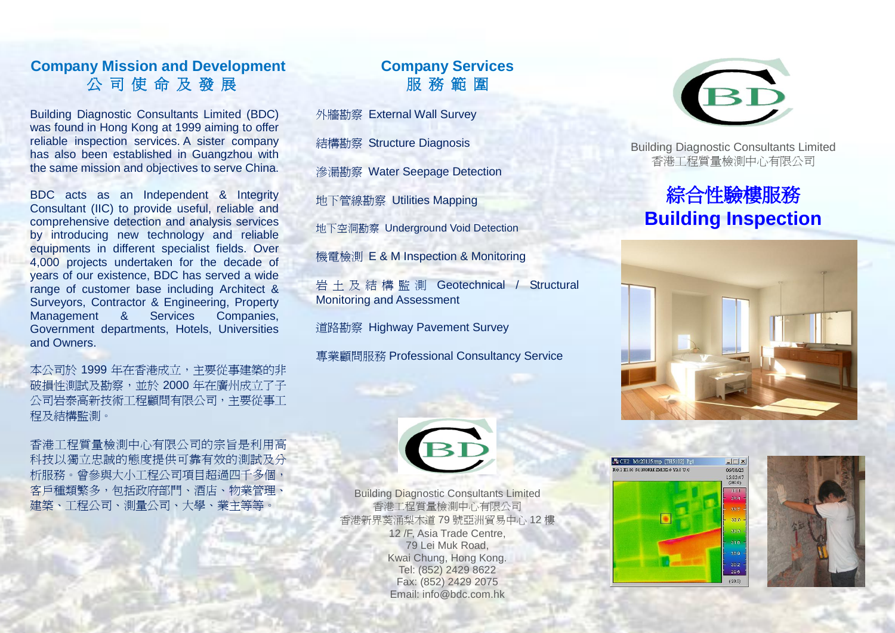## Company Mission and Development
## 公 司 使 命 及 發 展

Building Diagnostic Consultants Limited (BDC) was found in Hong Kong at 1999 aiming to offer reliable inspection services. A sister company has also been established in Guangzhou with the same mission and objectives to serve China.

BDC acts as an Independent & Integrity Consultant (IIC) to provide useful, reliable and comprehensive detection and analysis services by introducing new technology and reliable equipments in different specialist fields. Over 4,000 projects undertaken for the decade of years of our existence, BDC has served a wide range of customer base including Architect & Surveyors, Contractor & Engineering, Property Management & Services Companies, Government departments, Hotels, Universities and Owners.

本公司於 1999 年在香港成立，主要從事建築的非破損性測試及勘察，並於 2000 年在廣州成立了子公司岩泰高新技術工程顧問有限公司，主要從事工程及結構監測。

香港工程質量檢測中心有限公司的宗旨是利用高科技以獨立忠誠的態度提供可靠有效的測試及分析服務。曾參與大小工程公司項目超過四千多個，客戶種類繁多，包括政府部門、酒店、物業管理、建築、工程公司、測量公司、大學、業主等等。

## Company Services
## 服 務 範 圍

- 外牆勘察 External Wall Survey
- 結構勘察 Structure Diagnosis
- 滲漏勘察 Water Seepage Detection
- 地下管線勘察 Utilities Mapping
- 地下空洞勘察 Underground Void Detection
- 機電檢測 E & M Inspection & Monitoring
- 岩 土 及 結 構 監 測 Geotechnical / Structural Monitoring and Assessment
- 道路勘察 Highway Pavement Survey
- 專業顧問服務 Professional Consultancy Service

Building Diagnostic Consultants Limited
香港工程質量檢測中心有限公司
香港新界葵涌梨木道 79 號亞洲貿易中心 12 樓
12 /F, Asia Trade Centre,
79 Lei Muk Road,
Kwai Chung, Hong Kong.
Tel: (852) 2429 8622
Fax: (852) 2429 2075
Email: info@bdc.com.hk

Building Diagnostic Consultants Limited
香港工程質量檢測中心有限公司

# 綜合性驗樓服務
# Building Inspection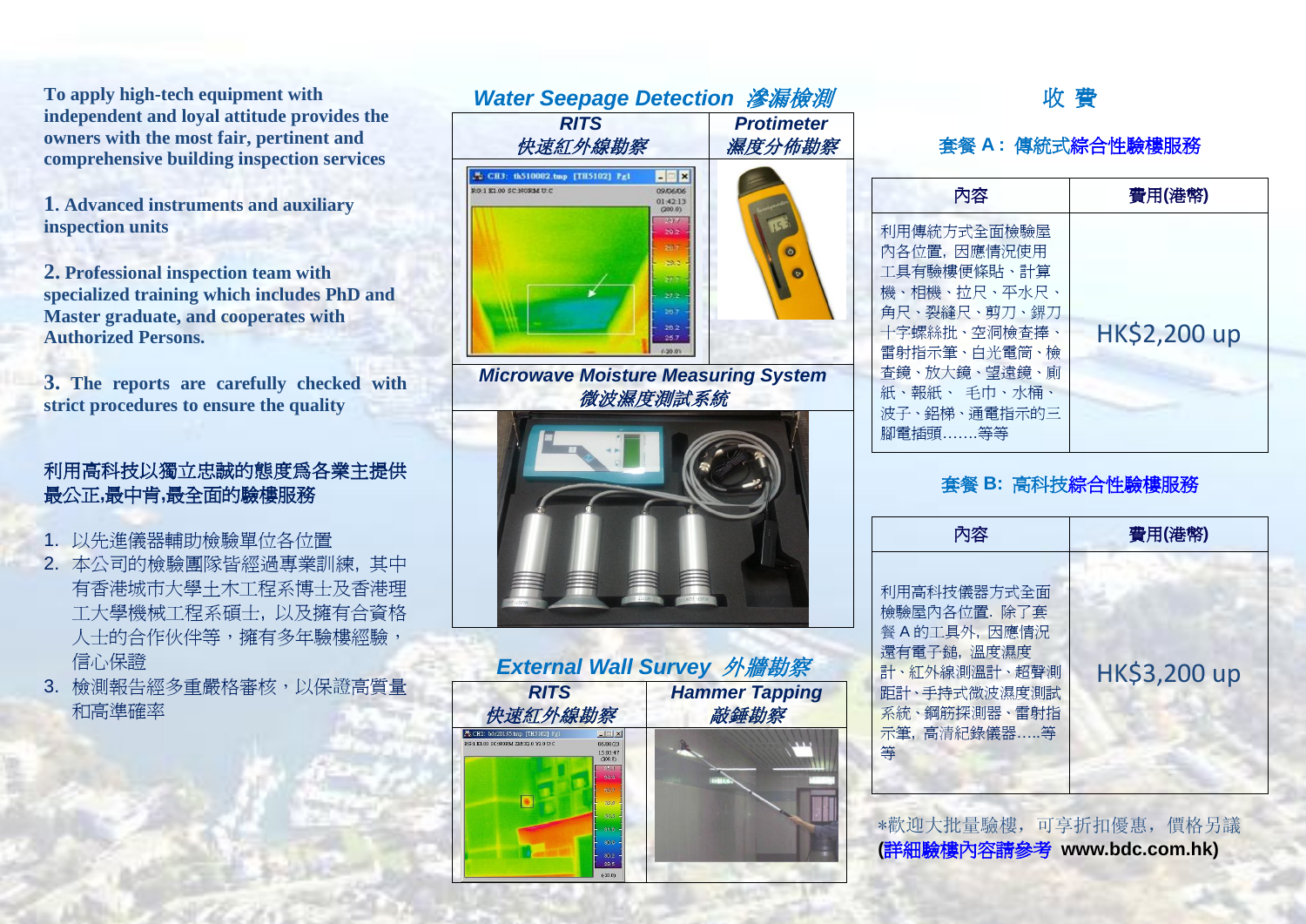**To apply high-tech equipment with independent and loyal attitude provides the owners with the most fair, pertinent and comprehensive building inspection services**

**1. Advanced instruments and auxiliary inspection units**

**2. Professional inspection team with specialized training which includes PhD and Master graduate, and cooperates with Authorized Persons.**

**3. The reports are carefully checked with strict procedures to ensure the quality**

**利用高科技以獨立忠誠的態度爲各業主提供最公正,最中肯,最全面的驗樓服務**

1. 以先進儀器輔助檢驗單位各位置
2. 本公司的檢驗團隊皆經過專業訓練，其中有香港城市大學土木工程系博士及香港理工大學機械工程系碩士，以及擁有合資格人士的合作伙伴等，擁有多年驗樓經驗，信心保證
3. 檢測報告經多重嚴格審核，以保證高質量和高準確率

## *Water Seepage Detection 滲漏檢測*

| *RITS 快速紅外線勘察* | *Protimeter 濕度分佈勘察* |
|---|---|

*Microwave Moisture Measuring System 微波濕度測試系統*

## *External Wall Survey 外牆勘察*

| *RITS 快速紅外線勘察* | *Hammer Tapping 敲錘勘察* |
|---|---|

## 收 費

### 套餐 A：傳統式綜合性驗樓服務

| 內容 | 費用(港幣) |
|---|---|
| 利用傳統方式全面檢驗屋內各位置，因應情況使用工具有驗樓便條貼、計算機、相機、拉尺、平水尺、角尺、裂縫尺、剪刀、鎅刀十字螺絲批、空洞檢查捧、雷射指示筆、白光電筒、檢查鏡、放大鏡、望遠鏡、廁紙、報紙、 毛巾、水桶、波子、鋁梯、通電指示的三腳電插頭…….等等 | HK$2,200 up |

### 套餐 B：高科技綜合性驗樓服務

| 內容 | 費用(港幣) |
|---|---|
| 利用高科技儀器方式全面檢驗屋內各位置. 除了套餐 A 的工具外，因應情況還有電子鎚，溫度濕度計、紅外線測溫計、超聲測距計、手持式微波濕度測試系統、鋼筋探測器、雷射指示筆，高清紀錄儀器…..等等 | HK$3,200 up |

*歡迎大批量驗樓，可享折扣優惠，價格另議

**(詳細驗樓內容請參考 www.bdc.com.hk)**